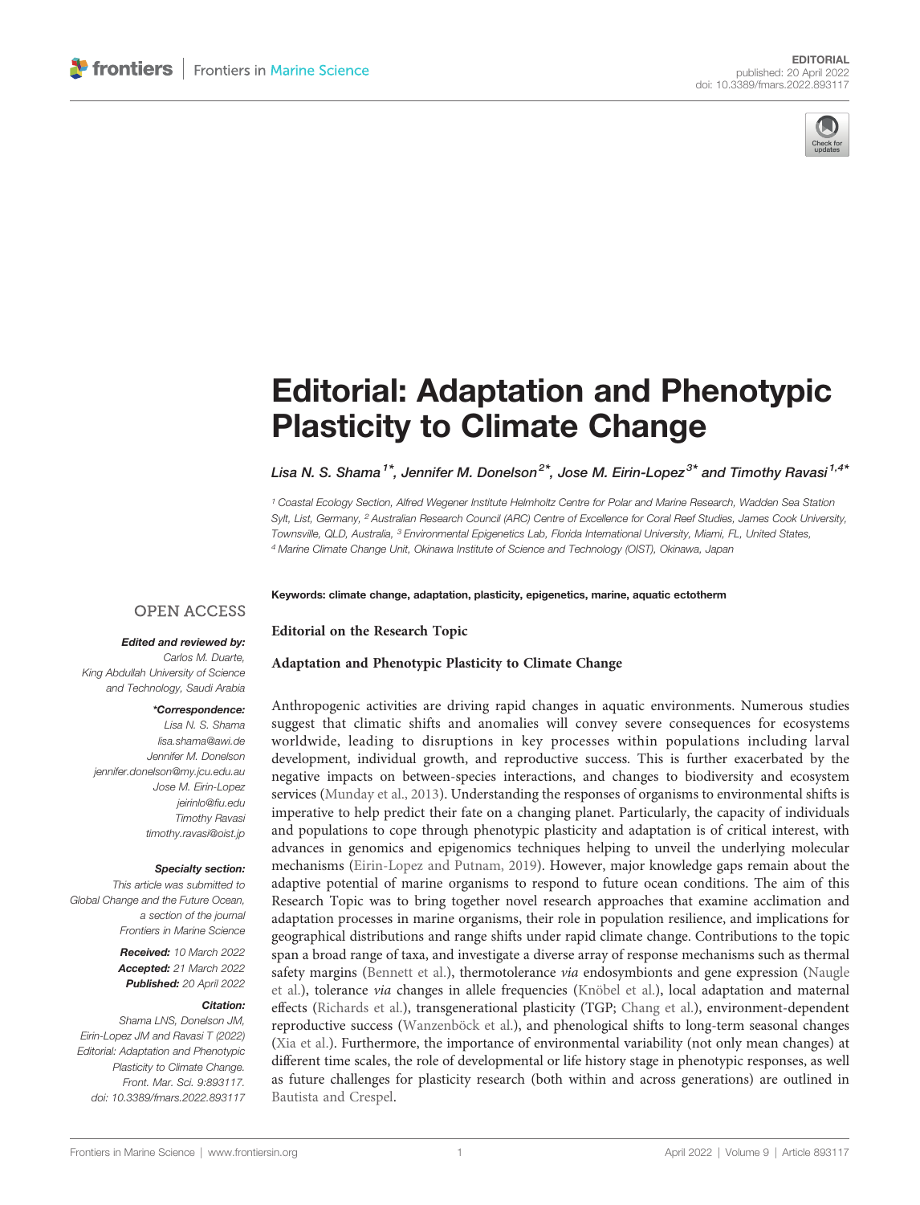# Editorial: Adaptation and Phenotypic Plasticity to Climate Change

Lisa N. S. Shama[1*], Jennifer M. Donelson[2*], Jose M. Eirin-Lopez[3*] and Timothy Ravasi[1,4*]

[1] Coastal Ecology Section, Alfred Wegener Institute Helmholtz Centre for Polar and Marine Research, Wadden Sea Station Sylt, List, Germany, [2] Australian Research Council (ARC) Centre of Excellence for Coral Reef Studies, James Cook University, Townsville, QLD, Australia, [3] Environmental Epigenetics Lab, Florida International University, Miami, FL, United States, [4] Marine Climate Change Unit, Okinawa Institute of Science and Technology (OIST), Okinawa, Japan

**Keywords: climate change, adaptation, plasticity, epigenetics, marine, aquatic ectotherm**

OPEN ACCESS

***Edited and reviewed by:***
*Carlos M. Duarte,*
*King Abdullah University of Science and Technology, Saudi Arabia*

***\*Correspondence:***
*Lisa N. S. Shama*
*lisa.shama@awi.de*
*Jennifer M. Donelson*
*jennifer.donelson@my.jcu.edu.au*
*Jose M. Eirin-Lopez*
*jeirinlo@fiu.edu*
*Timothy Ravasi*
*timothy.ravasi@oist.jp*

***Specialty section:***
*This article was submitted to Global Change and the Future Ocean, a section of the journal Frontiers in Marine Science*

***Received:*** *10 March 2022*
***Accepted:*** *21 March 2022*
***Published:*** *20 April 2022*

***Citation:***
*Shama LNS, Donelson JM, Eirin-Lopez JM and Ravasi T (2022) Editorial: Adaptation and Phenotypic Plasticity to Climate Change. Front. Mar. Sci. 9:893117. doi: 10.3389/fmars.2022.893117*

**Editorial on the Research Topic**

**Adaptation and Phenotypic Plasticity to Climate Change**

Anthropogenic activities are driving rapid changes in aquatic environments. Numerous studies suggest that climatic shifts and anomalies will convey severe consequences for ecosystems worldwide, leading to disruptions in key processes within populations including larval development, individual growth, and reproductive success. This is further exacerbated by the negative impacts on between-species interactions, and changes to biodiversity and ecosystem services (Munday et al., 2013). Understanding the responses of organisms to environmental shifts is imperative to help predict their fate on a changing planet. Particularly, the capacity of individuals and populations to cope through phenotypic plasticity and adaptation is of critical interest, with advances in genomics and epigenomics techniques helping to unveil the underlying molecular mechanisms (Eirin-Lopez and Putnam, 2019). However, major knowledge gaps remain about the adaptive potential of marine organisms to respond to future ocean conditions. The aim of this Research Topic was to bring together novel research approaches that examine acclimation and adaptation processes in marine organisms, their role in population resilience, and implications for geographical distributions and range shifts under rapid climate change. Contributions to the topic span a broad range of taxa, and investigate a diverse array of response mechanisms such as thermal safety margins (Bennett et al.), thermotolerance *via* endosymbionts and gene expression (Naugle et al.), tolerance *via* changes in allele frequencies (Knöbel et al.), local adaptation and maternal effects (Richards et al.), transgenerational plasticity (TGP; Chang et al.), environment-dependent reproductive success (Wanzenböck et al.), and phenological shifts to long-term seasonal changes (Xia et al.). Furthermore, the importance of environmental variability (not only mean changes) at different time scales, the role of developmental or life history stage in phenotypic responses, as well as future challenges for plasticity research (both within and across generations) are outlined in Bautista and Crespel.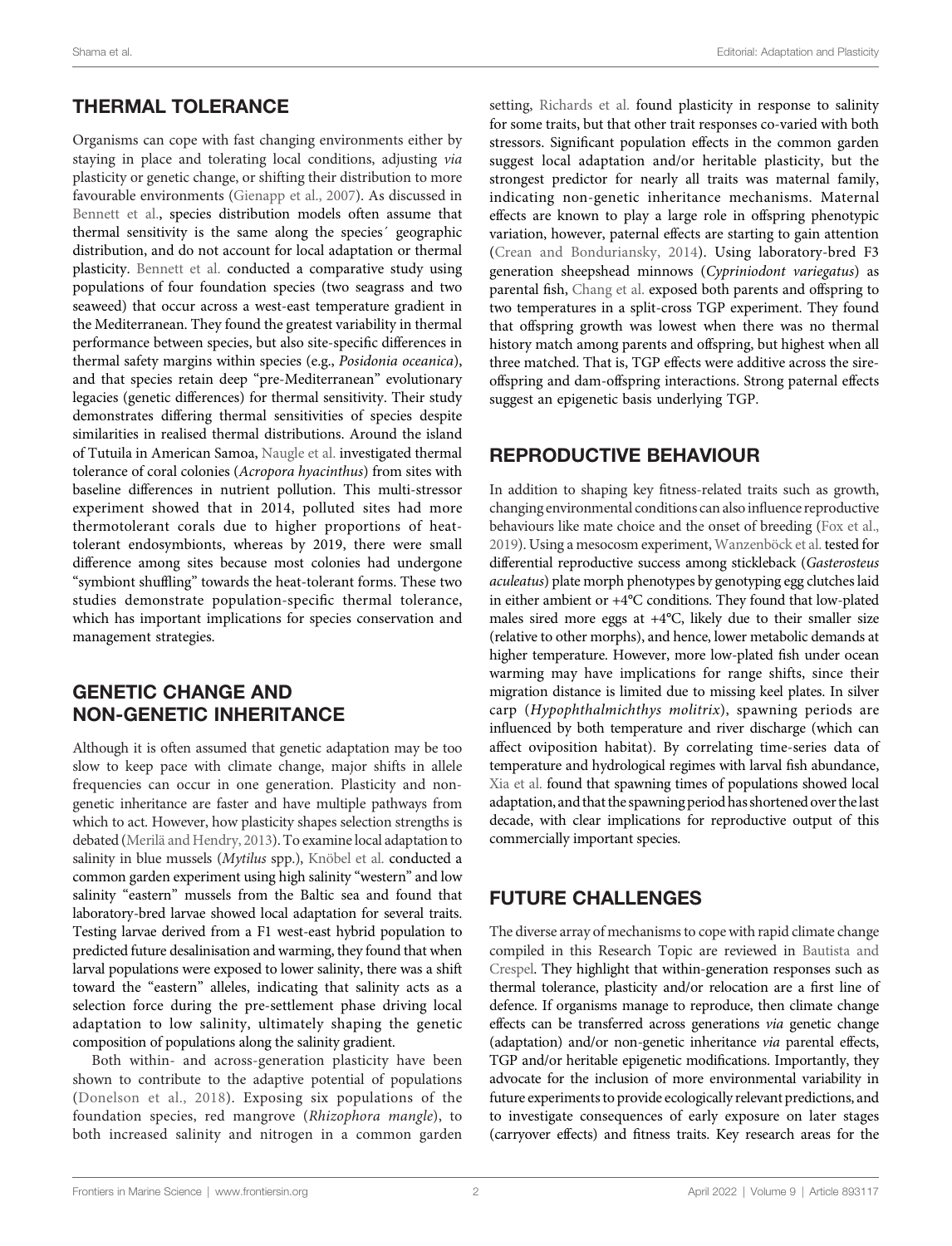## THERMAL TOLERANCE

Organisms can cope with fast changing environments either by staying in place and tolerating local conditions, adjusting *via* plasticity or genetic change, or shifting their distribution to more favourable environments (Gienapp et al., 2007). As discussed in Bennett et al., species distribution models often assume that thermal sensitivity is the same along the species´ geographic distribution, and do not account for local adaptation or thermal plasticity. Bennett et al. conducted a comparative study using populations of four foundation species (two seagrass and two seaweed) that occur across a west-east temperature gradient in the Mediterranean. They found the greatest variability in thermal performance between species, but also site-specific differences in thermal safety margins within species (e.g., *Posidonia oceanica*), and that species retain deep "pre-Mediterranean" evolutionary legacies (genetic differences) for thermal sensitivity. Their study demonstrates differing thermal sensitivities of species despite similarities in realised thermal distributions. Around the island of Tutuila in American Samoa, Naugle et al. investigated thermal tolerance of coral colonies (*Acropora hyacinthus*) from sites with baseline differences in nutrient pollution. This multi-stressor experiment showed that in 2014, polluted sites had more thermotolerant corals due to higher proportions of heat-tolerant endosymbionts, whereas by 2019, there were small difference among sites because most colonies had undergone "symbiont shuffling" towards the heat-tolerant forms. These two studies demonstrate population-specific thermal tolerance, which has important implications for species conservation and management strategies.

## GENETIC CHANGE AND NON-GENETIC INHERITANCE

Although it is often assumed that genetic adaptation may be too slow to keep pace with climate change, major shifts in allele frequencies can occur in one generation. Plasticity and non-genetic inheritance are faster and have multiple pathways from which to act. However, how plasticity shapes selection strengths is debated (Merilä and Hendry, 2013). To examine local adaptation to salinity in blue mussels (*Mytilus* spp.), Knöbel et al. conducted a common garden experiment using high salinity "western" and low salinity "eastern" mussels from the Baltic sea and found that laboratory-bred larvae showed local adaptation for several traits. Testing larvae derived from a F1 west-east hybrid population to predicted future desalinisation and warming, they found that when larval populations were exposed to lower salinity, there was a shift toward the "eastern" alleles, indicating that salinity acts as a selection force during the pre-settlement phase driving local adaptation to low salinity, ultimately shaping the genetic composition of populations along the salinity gradient.

Both within- and across-generation plasticity have been shown to contribute to the adaptive potential of populations (Donelson et al., 2018). Exposing six populations of the foundation species, red mangrove (*Rhizophora mangle*), to both increased salinity and nitrogen in a common garden setting, Richards et al. found plasticity in response to salinity for some traits, but that other trait responses co-varied with both stressors. Significant population effects in the common garden suggest local adaptation and/or heritable plasticity, but the strongest predictor for nearly all traits was maternal family, indicating non-genetic inheritance mechanisms. Maternal effects are known to play a large role in offspring phenotypic variation, however, paternal effects are starting to gain attention (Crean and Bonduriansky, 2014). Using laboratory-bred F3 generation sheepshead minnows (*Cypriniodont variegatus*) as parental fish, Chang et al. exposed both parents and offspring to two temperatures in a split-cross TGP experiment. They found that offspring growth was lowest when there was no thermal history match among parents and offspring, but highest when all three matched. That is, TGP effects were additive across the sire-offspring and dam-offspring interactions. Strong paternal effects suggest an epigenetic basis underlying TGP.

## REPRODUCTIVE BEHAVIOUR

In addition to shaping key fitness-related traits such as growth, changing environmental conditions can also influence reproductive behaviours like mate choice and the onset of breeding (Fox et al., 2019). Using a mesocosm experiment, Wanzenböck et al. tested for differential reproductive success among stickleback (*Gasterosteus aculeatus*) plate morph phenotypes by genotyping egg clutches laid in either ambient or +4°C conditions. They found that low-plated males sired more eggs at +4°C, likely due to their smaller size (relative to other morphs), and hence, lower metabolic demands at higher temperature. However, more low-plated fish under ocean warming may have implications for range shifts, since their migration distance is limited due to missing keel plates. In silver carp (*Hypophthalmichthys molitrix*), spawning periods are influenced by both temperature and river discharge (which can affect oviposition habitat). By correlating time-series data of temperature and hydrological regimes with larval fish abundance, Xia et al. found that spawning times of populations showed local adaptation, and that the spawning period has shortened over the last decade, with clear implications for reproductive output of this commercially important species.

## FUTURE CHALLENGES

The diverse array of mechanisms to cope with rapid climate change compiled in this Research Topic are reviewed in Bautista and Crespel. They highlight that within-generation responses such as thermal tolerance, plasticity and/or relocation are a first line of defence. If organisms manage to reproduce, then climate change effects can be transferred across generations *via* genetic change (adaptation) and/or non-genetic inheritance *via* parental effects, TGP and/or heritable epigenetic modifications. Importantly, they advocate for the inclusion of more environmental variability in future experiments to provide ecologically relevant predictions, and to investigate consequences of early exposure on later stages (carryover effects) and fitness traits. Key research areas for the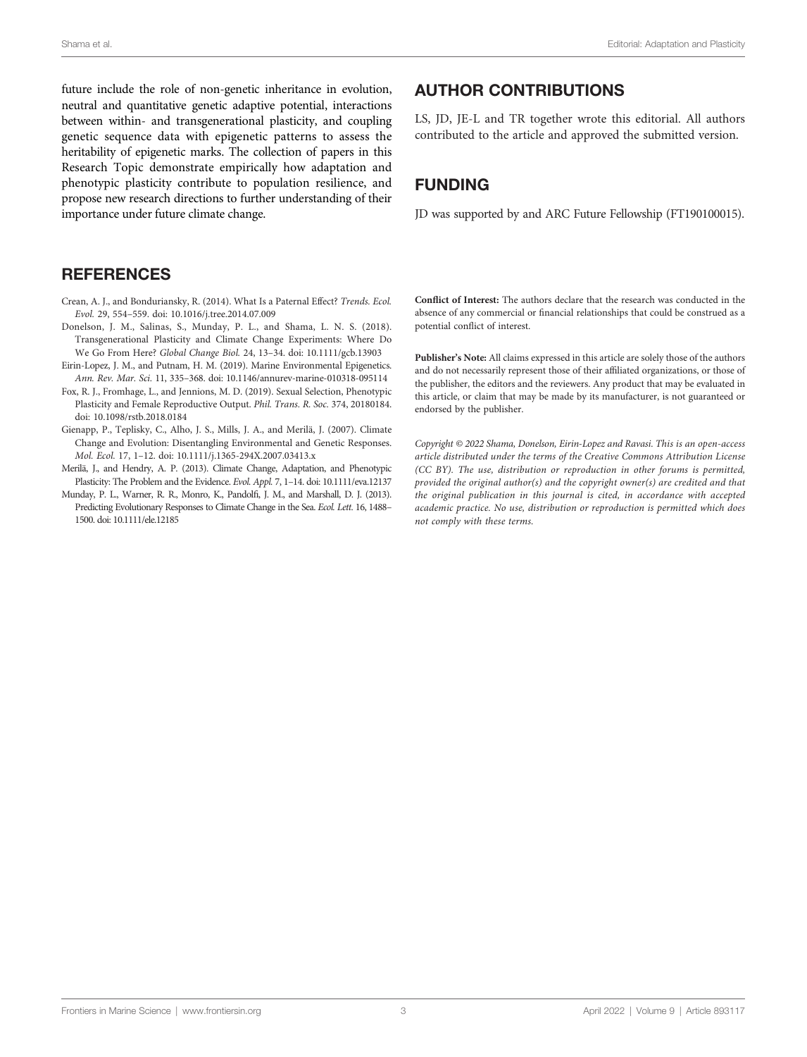future include the role of non-genetic inheritance in evolution, neutral and quantitative genetic adaptive potential, interactions between within- and transgenerational plasticity, and coupling genetic sequence data with epigenetic patterns to assess the heritability of epigenetic marks. The collection of papers in this Research Topic demonstrate empirically how adaptation and phenotypic plasticity contribute to population resilience, and propose new research directions to further understanding of their importance under future climate change.

## AUTHOR CONTRIBUTIONS

LS, JD, JE-L and TR together wrote this editorial. All authors contributed to the article and approved the submitted version.

## FUNDING

JD was supported by and ARC Future Fellowship (FT190100015).

## REFERENCES

Crean, A. J., and Bonduriansky, R. (2014). What Is a Paternal Effect? *Trends. Ecol. Evol.* 29, 554–559. doi: 10.1016/j.tree.2014.07.009

Donelson, J. M., Salinas, S., Munday, P. L., and Shama, L. N. S. (2018). Transgenerational Plasticity and Climate Change Experiments: Where Do We Go From Here? *Global Change Biol.* 24, 13–34. doi: 10.1111/gcb.13903

Eirin-Lopez, J. M., and Putnam, H. M. (2019). Marine Environmental Epigenetics. *Ann. Rev. Mar. Sci.* 11, 335–368. doi: 10.1146/annurev-marine-010318-095114

Fox, R. J., Fromhage, L., and Jennions, M. D. (2019). Sexual Selection, Phenotypic Plasticity and Female Reproductive Output. *Phil. Trans. R. Soc.* 374, 20180184. doi: 10.1098/rstb.2018.0184

Gienapp, P., Teplisky, C., Alho, J. S., Mills, J. A., and Merilä, J. (2007). Climate Change and Evolution: Disentangling Environmental and Genetic Responses. *Mol. Ecol.* 17, 1–12. doi: 10.1111/j.1365-294X.2007.03413.x

Merilä, J., and Hendry, A. P. (2013). Climate Change, Adaptation, and Phenotypic Plasticity: The Problem and the Evidence. *Evol. Appl.* 7, 1–14. doi: 10.1111/eva.12137

Munday, P. L., Warner, R. R., Monro, K., Pandolfi, J. M., and Marshall, D. J. (2013). Predicting Evolutionary Responses to Climate Change in the Sea. *Ecol. Lett.* 16, 1488–1500. doi: 10.1111/ele.12185

**Conflict of Interest:** The authors declare that the research was conducted in the absence of any commercial or financial relationships that could be construed as a potential conflict of interest.

**Publisher's Note:** All claims expressed in this article are solely those of the authors and do not necessarily represent those of their affiliated organizations, or those of the publisher, the editors and the reviewers. Any product that may be evaluated in this article, or claim that may be made by its manufacturer, is not guaranteed or endorsed by the publisher.

*Copyright © 2022 Shama, Donelson, Eirin-Lopez and Ravasi. This is an open-access article distributed under the terms of the Creative Commons Attribution License (CC BY). The use, distribution or reproduction in other forums is permitted, provided the original author(s) and the copyright owner(s) are credited and that the original publication in this journal is cited, in accordance with accepted academic practice. No use, distribution or reproduction is permitted which does not comply with these terms.*